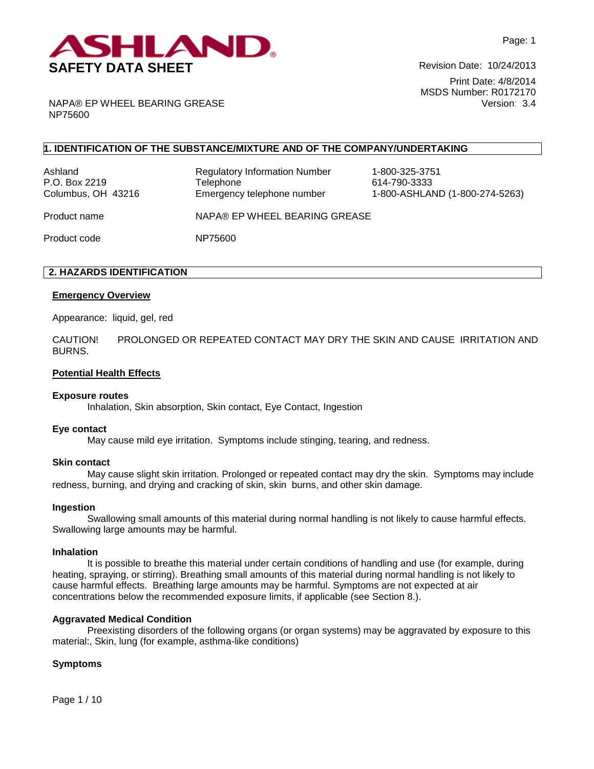ASHLAND

# SAFETY DATA SHEET

Revision Date: 10/24/2013

Print Date: 4/8/2014

MSDS Number: R0172170

Version: 3.4

NAPA® EP WHEEL BEARING GREASE
NP75600

## 1. IDENTIFICATION OF THE SUBSTANCE/MIXTURE AND OF THE COMPANY/UNDERTAKING

| | | |
|---|---|---|
| Ashland<br>P.O. Box 2219<br>Columbus, OH 43216 | Regulatory Information Number<br>Telephone<br>Emergency telephone number | 1-800-325-3751<br>614-790-3333<br>1-800-ASHLAND (1-800-274-5263) |

Product name NAPA® EP WHEEL BEARING GREASE

Product code NP75600

## 2. HAZARDS IDENTIFICATION

### Emergency Overview

Appearance: liquid, gel, red

CAUTION! PROLONGED OR REPEATED CONTACT MAY DRY THE SKIN AND CAUSE IRRITATION AND BURNS.

### Potential Health Effects

**Exposure routes**

Inhalation, Skin absorption, Skin contact, Eye Contact, Ingestion

**Eye contact**

May cause mild eye irritation. Symptoms include stinging, tearing, and redness.

**Skin contact**

May cause slight skin irritation. Prolonged or repeated contact may dry the skin. Symptoms may include redness, burning, and drying and cracking of skin, skin burns, and other skin damage.

**Ingestion**

Swallowing small amounts of this material during normal handling is not likely to cause harmful effects. Swallowing large amounts may be harmful.

**Inhalation**

It is possible to breathe this material under certain conditions of handling and use (for example, during heating, spraying, or stirring). Breathing small amounts of this material during normal handling is not likely to cause harmful effects. Breathing large amounts may be harmful. Symptoms are not expected at air concentrations below the recommended exposure limits, if applicable (see Section 8.).

**Aggravated Medical Condition**

Preexisting disorders of the following organs (or organ systems) may be aggravated by exposure to this material:, Skin, lung (for example, asthma-like conditions)

**Symptoms**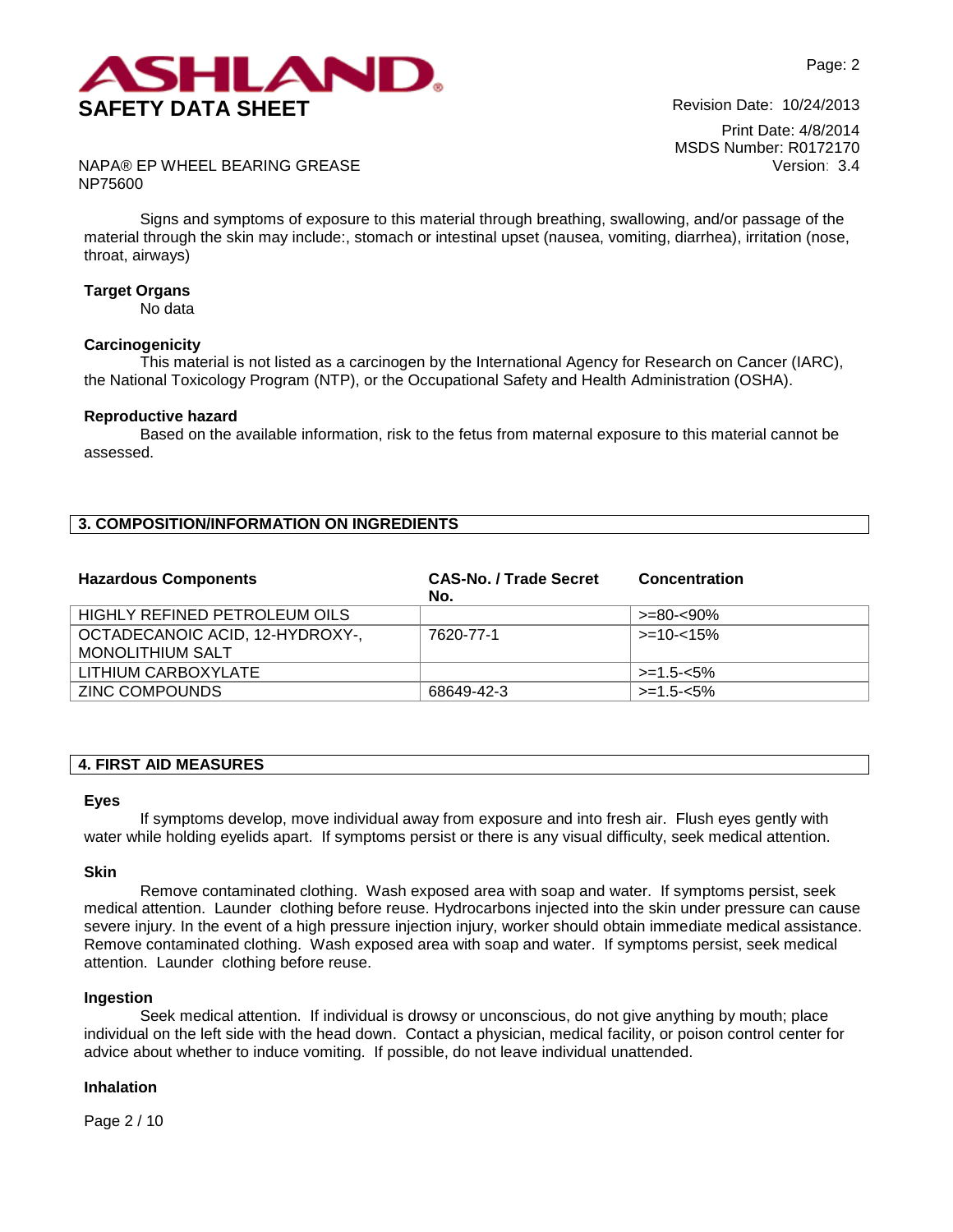Signs and symptoms of exposure to this material through breathing, swallowing, and/or passage of the material through the skin may include:, stomach or intestinal upset (nausea, vomiting, diarrhea), irritation (nose, throat, airways)

**Target Organs**

No data

**Carcinogenicity**

This material is not listed as a carcinogen by the International Agency for Research on Cancer (IARC), the National Toxicology Program (NTP), or the Occupational Safety and Health Administration (OSHA).

**Reproductive hazard**

Based on the available information, risk to the fetus from maternal exposure to this material cannot be assessed.

## 3. COMPOSITION/INFORMATION ON INGREDIENTS

| Hazardous Components | CAS-No. / Trade Secret No. | Concentration |
|---|---|---|
| HIGHLY REFINED PETROLEUM OILS | | >=80-<90% |
| OCTADECANOIC ACID, 12-HYDROXY-, MONOLITHIUM SALT | 7620-77-1 | >=10-<15% |
| LITHIUM CARBOXYLATE | | >=1.5-<5% |
| ZINC COMPOUNDS | 68649-42-3 | >=1.5-<5% |

## 4. FIRST AID MEASURES

**Eyes**

If symptoms develop, move individual away from exposure and into fresh air. Flush eyes gently with water while holding eyelids apart. If symptoms persist or there is any visual difficulty, seek medical attention.

**Skin**

Remove contaminated clothing. Wash exposed area with soap and water. If symptoms persist, seek medical attention. Launder clothing before reuse. Hydrocarbons injected into the skin under pressure can cause severe injury. In the event of a high pressure injection injury, worker should obtain immediate medical assistance. Remove contaminated clothing. Wash exposed area with soap and water. If symptoms persist, seek medical attention. Launder clothing before reuse.

**Ingestion**

Seek medical attention. If individual is drowsy or unconscious, do not give anything by mouth; place individual on the left side with the head down. Contact a physician, medical facility, or poison control center for advice about whether to induce vomiting. If possible, do not leave individual unattended.

**Inhalation**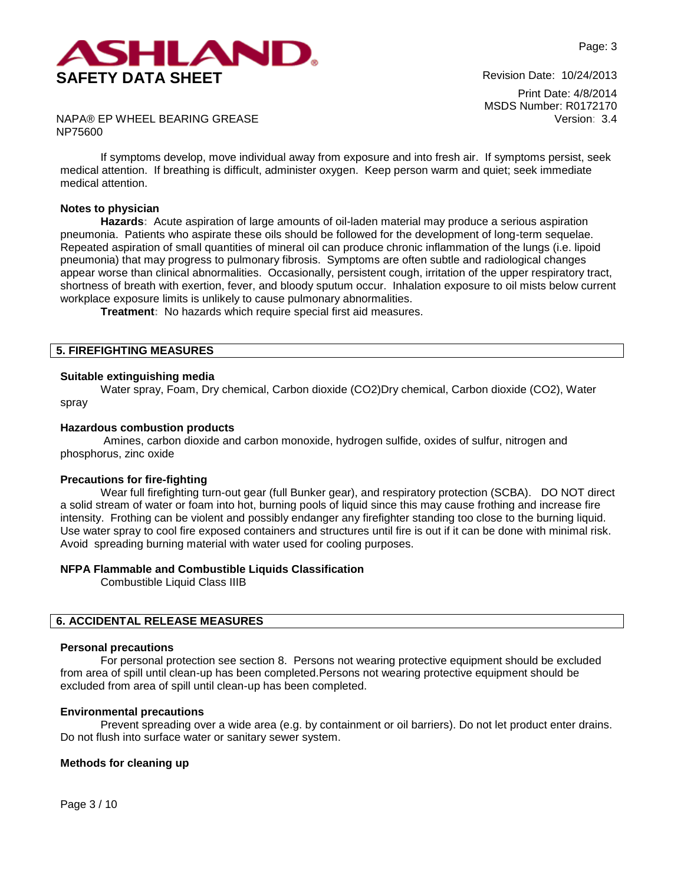If symptoms develop, move individual away from exposure and into fresh air. If symptoms persist, seek medical attention. If breathing is difficult, administer oxygen. Keep person warm and quiet; seek immediate medical attention.

**Notes to physician**

**Hazards**: Acute aspiration of large amounts of oil-laden material may produce a serious aspiration pneumonia. Patients who aspirate these oils should be followed for the development of long-term sequelae. Repeated aspiration of small quantities of mineral oil can produce chronic inflammation of the lungs (i.e. lipoid pneumonia) that may progress to pulmonary fibrosis. Symptoms are often subtle and radiological changes appear worse than clinical abnormalities. Occasionally, persistent cough, irritation of the upper respiratory tract, shortness of breath with exertion, fever, and bloody sputum occur. Inhalation exposure to oil mists below current workplace exposure limits is unlikely to cause pulmonary abnormalities.

**Treatment**: No hazards which require special first aid measures.

## 5. FIREFIGHTING MEASURES

**Suitable extinguishing media**

Water spray, Foam, Dry chemical, Carbon dioxide ($CO_2$)Dry chemical, Carbon dioxide ($CO_2$), Water spray

**Hazardous combustion products**

Amines, carbon dioxide and carbon monoxide, hydrogen sulfide, oxides of sulfur, nitrogen and phosphorus, zinc oxide

**Precautions for fire-fighting**

Wear full firefighting turn-out gear (full Bunker gear), and respiratory protection (SCBA). DO NOT direct a solid stream of water or foam into hot, burning pools of liquid since this may cause frothing and increase fire intensity. Frothing can be violent and possibly endanger any firefighter standing too close to the burning liquid. Use water spray to cool fire exposed containers and structures until fire is out if it can be done with minimal risk. Avoid spreading burning material with water used for cooling purposes.

**NFPA Flammable and Combustible Liquids Classification**

Combustible Liquid Class IIIB

## 6. ACCIDENTAL RELEASE MEASURES

**Personal precautions**

For personal protection see section 8. Persons not wearing protective equipment should be excluded from area of spill until clean-up has been completed.Persons not wearing protective equipment should be excluded from area of spill until clean-up has been completed.

**Environmental precautions**

Prevent spreading over a wide area (e.g. by containment or oil barriers). Do not let product enter drains. Do not flush into surface water or sanitary sewer system.

**Methods for cleaning up**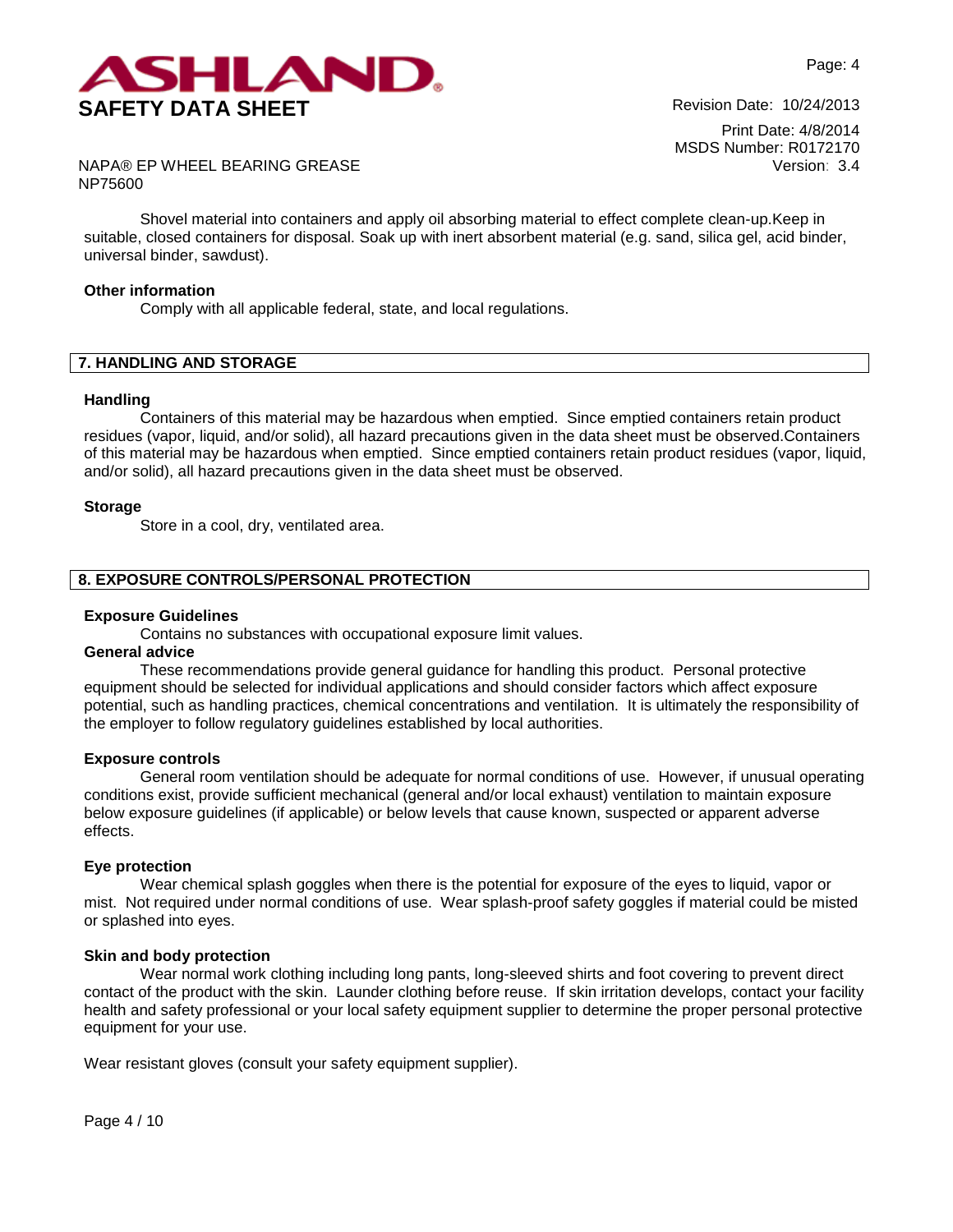Shovel material into containers and apply oil absorbing material to effect complete clean-up.Keep in suitable, closed containers for disposal. Soak up with inert absorbent material (e.g. sand, silica gel, acid binder, universal binder, sawdust).

**Other information**

Comply with all applicable federal, state, and local regulations.

## 7. HANDLING AND STORAGE

**Handling**

Containers of this material may be hazardous when emptied. Since emptied containers retain product residues (vapor, liquid, and/or solid), all hazard precautions given in the data sheet must be observed.Containers of this material may be hazardous when emptied. Since emptied containers retain product residues (vapor, liquid, and/or solid), all hazard precautions given in the data sheet must be observed.

**Storage**

Store in a cool, dry, ventilated area.

## 8. EXPOSURE CONTROLS/PERSONAL PROTECTION

**Exposure Guidelines**

Contains no substances with occupational exposure limit values.

**General advice**

These recommendations provide general guidance for handling this product. Personal protective equipment should be selected for individual applications and should consider factors which affect exposure potential, such as handling practices, chemical concentrations and ventilation. It is ultimately the responsibility of the employer to follow regulatory guidelines established by local authorities.

**Exposure controls**

General room ventilation should be adequate for normal conditions of use. However, if unusual operating conditions exist, provide sufficient mechanical (general and/or local exhaust) ventilation to maintain exposure below exposure guidelines (if applicable) or below levels that cause known, suspected or apparent adverse effects.

**Eye protection**

Wear chemical splash goggles when there is the potential for exposure of the eyes to liquid, vapor or mist. Not required under normal conditions of use. Wear splash-proof safety goggles if material could be misted or splashed into eyes.

**Skin and body protection**

Wear normal work clothing including long pants, long-sleeved shirts and foot covering to prevent direct contact of the product with the skin. Launder clothing before reuse. If skin irritation develops, contact your facility health and safety professional or your local safety equipment supplier to determine the proper personal protective equipment for your use.

Wear resistant gloves (consult your safety equipment supplier).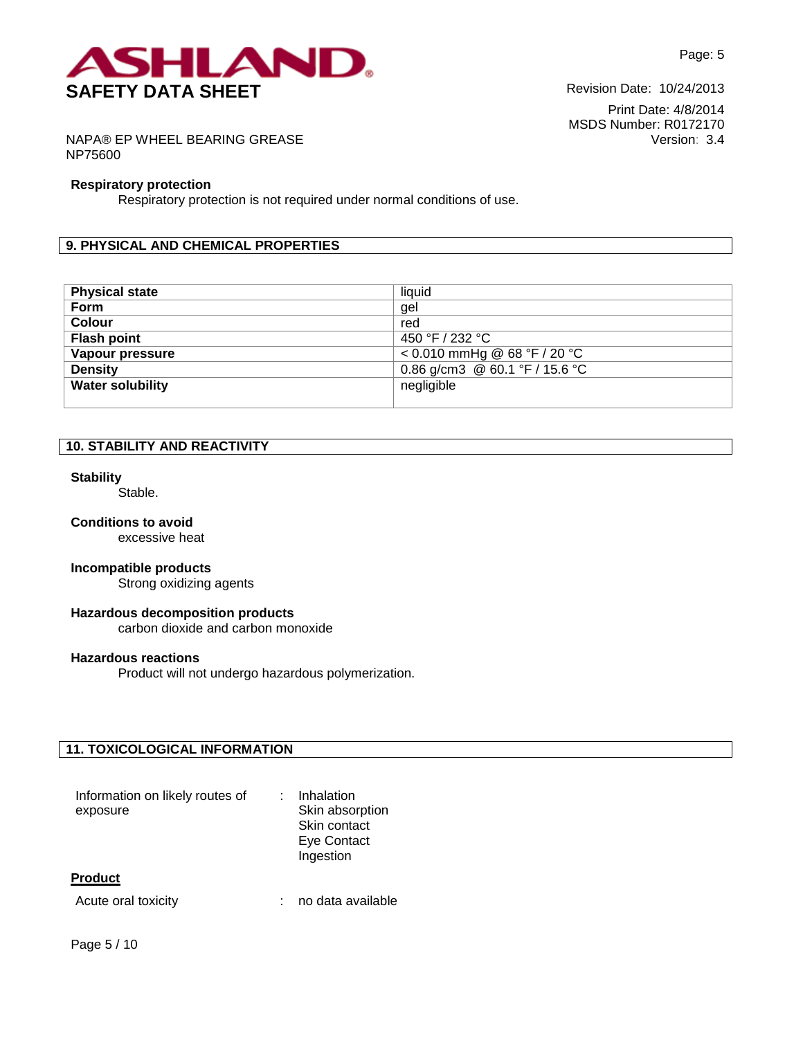**Respiratory protection**

Respiratory protection is not required under normal conditions of use.

## 9. PHYSICAL AND CHEMICAL PROPERTIES

| | |
|---|---|
| **Physical state** | liquid |
| **Form** | gel |
| **Colour** | red |
| **Flash point** | 450 °F / 232 °C |
| **Vapour pressure** | < 0.010 mmHg @ 68 °F / 20 °C |
| **Density** | 0.86 g/cm3 @ 60.1 °F / 15.6 °C |
| **Water solubility** | negligible |

## 10. STABILITY AND REACTIVITY

**Stability**

Stable.

**Conditions to avoid**

excessive heat

**Incompatible products**

Strong oxidizing agents

**Hazardous decomposition products**

carbon dioxide and carbon monoxide

**Hazardous reactions**

Product will not undergo hazardous polymerization.

## 11. TOXICOLOGICAL INFORMATION

Information on likely routes of exposure : Inhalation
Skin absorption
Skin contact
Eye Contact
Ingestion

**Product**

Acute oral toxicity : no data available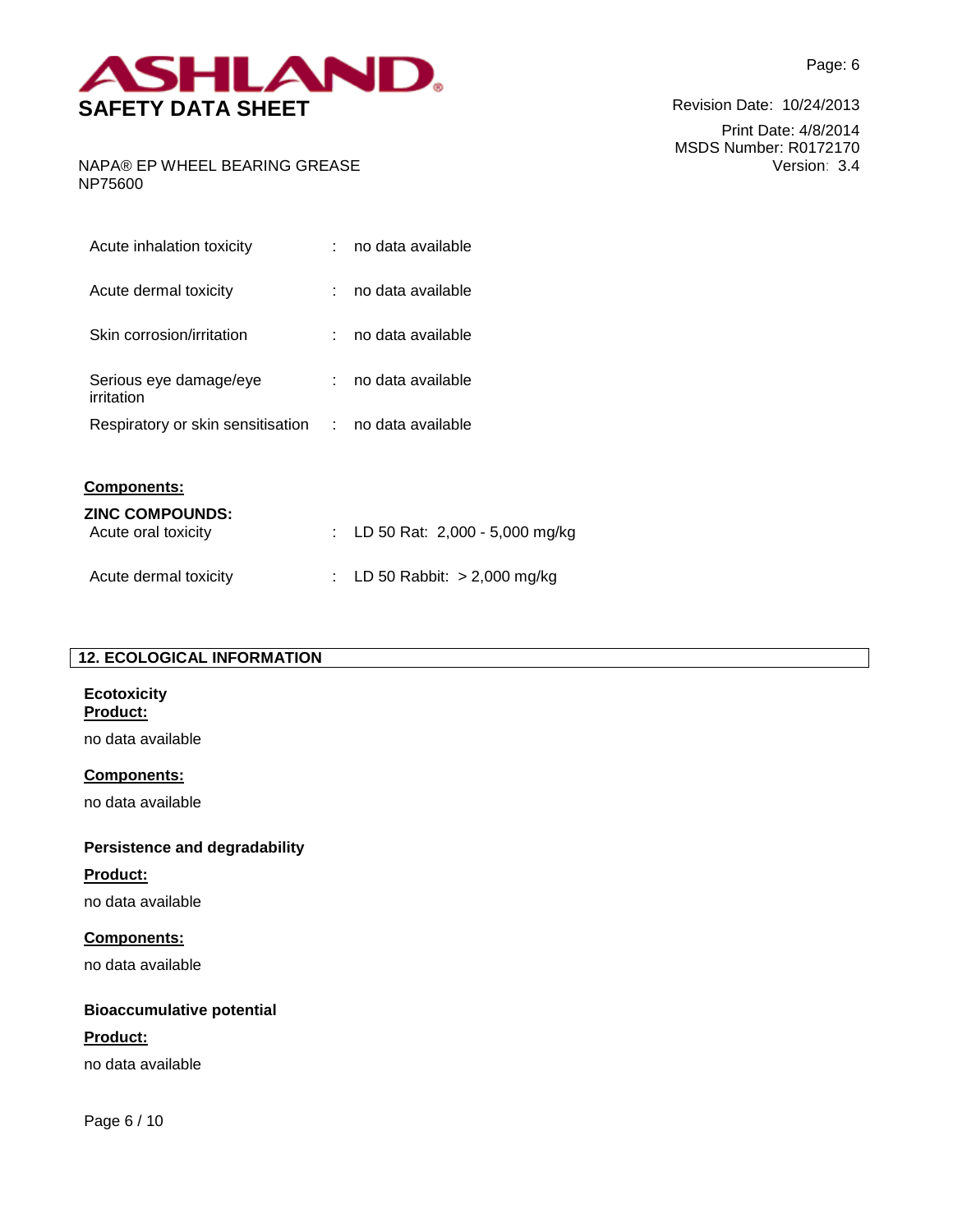| | | |
|---|---|---|
| Acute inhalation toxicity | : | no data available |
| Acute dermal toxicity | : | no data available |
| Skin corrosion/irritation | : | no data available |
| Serious eye damage/eye irritation | : | no data available |
| Respiratory or skin sensitisation | : | no data available |

**Components:**

**ZINC COMPOUNDS:**

| | | |
|---|---|---|
| Acute oral toxicity | : | LD 50 Rat: 2,000 - 5,000 mg/kg |
| Acute dermal toxicity | : | LD 50 Rabbit: > 2,000 mg/kg |

## 12. ECOLOGICAL INFORMATION

**Ecotoxicity**

**Product:**

no data available

**Components:**

no data available

**Persistence and degradability**

**Product:**

no data available

**Components:**

no data available

**Bioaccumulative potential**

**Product:**

no data available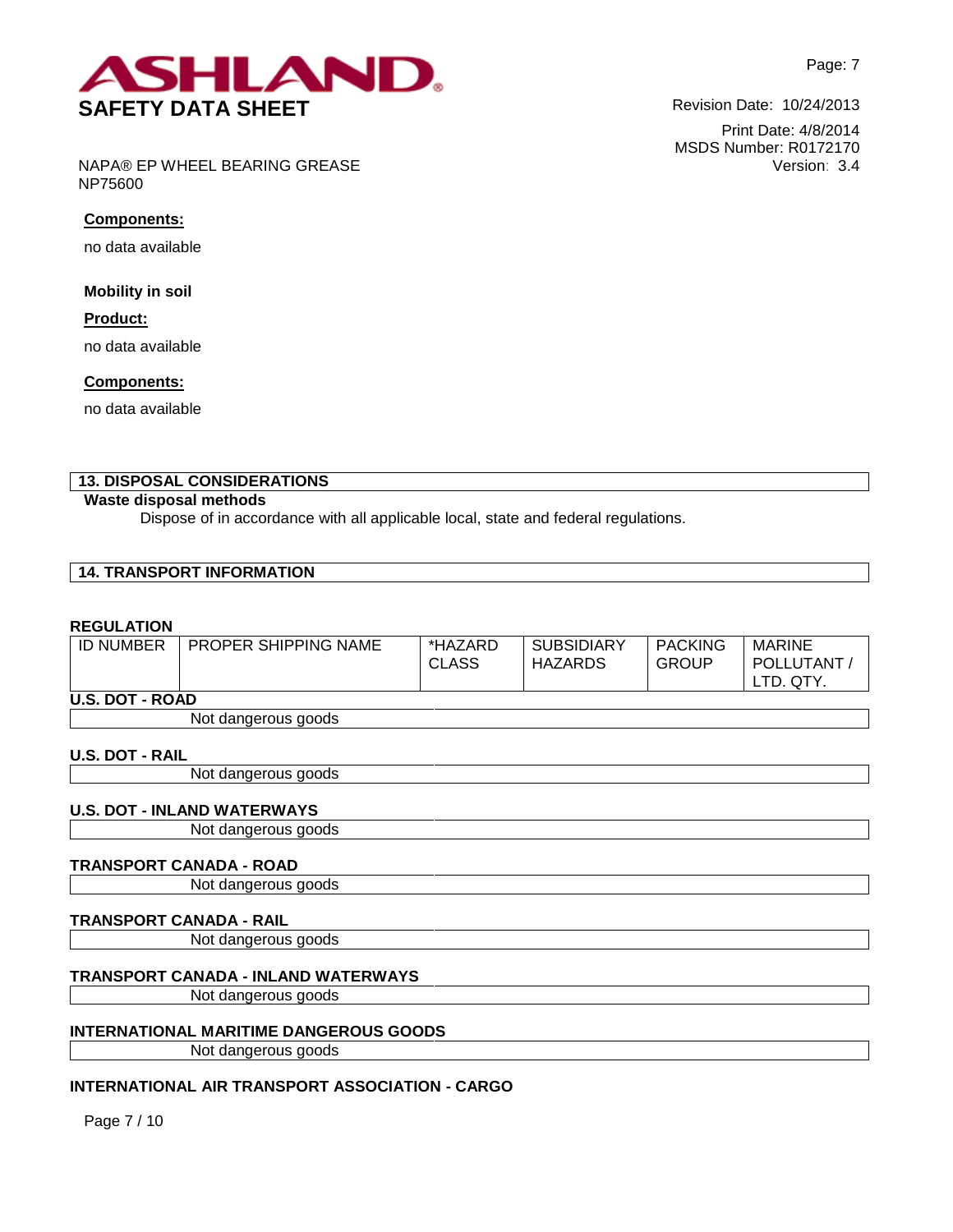**Components:**

no data available

**Mobility in soil**

**Product:**

no data available

**Components:**

no data available

## 13. DISPOSAL CONSIDERATIONS

**Waste disposal methods**

Dispose of in accordance with all applicable local, state and federal regulations.

## 14. TRANSPORT INFORMATION

**REGULATION**

| ID NUMBER | PROPER SHIPPING NAME | *HAZARD CLASS | SUBSIDIARY HAZARDS | PACKING GROUP | MARINE POLLUTANT / LTD. QTY. |
|---|---|---|---|---|---|
| **U.S. DOT - ROAD** | | | | | |
| | Not dangerous goods | | | | |
| **U.S. DOT - RAIL** | | | | | |
| | Not dangerous goods | | | | |
| **U.S. DOT - INLAND WATERWAYS** | | | | | |
| | Not dangerous goods | | | | |
| **TRANSPORT CANADA - ROAD** | | | | | |
| | Not dangerous goods | | | | |
| **TRANSPORT CANADA - RAIL** | | | | | |
| | Not dangerous goods | | | | |
| **TRANSPORT CANADA - INLAND WATERWAYS** | | | | | |
| | Not dangerous goods | | | | |
| **INTERNATIONAL MARITIME DANGEROUS GOODS** | | | | | |
| | Not dangerous goods | | | | |
| **INTERNATIONAL AIR TRANSPORT ASSOCIATION - CARGO** | | | | | |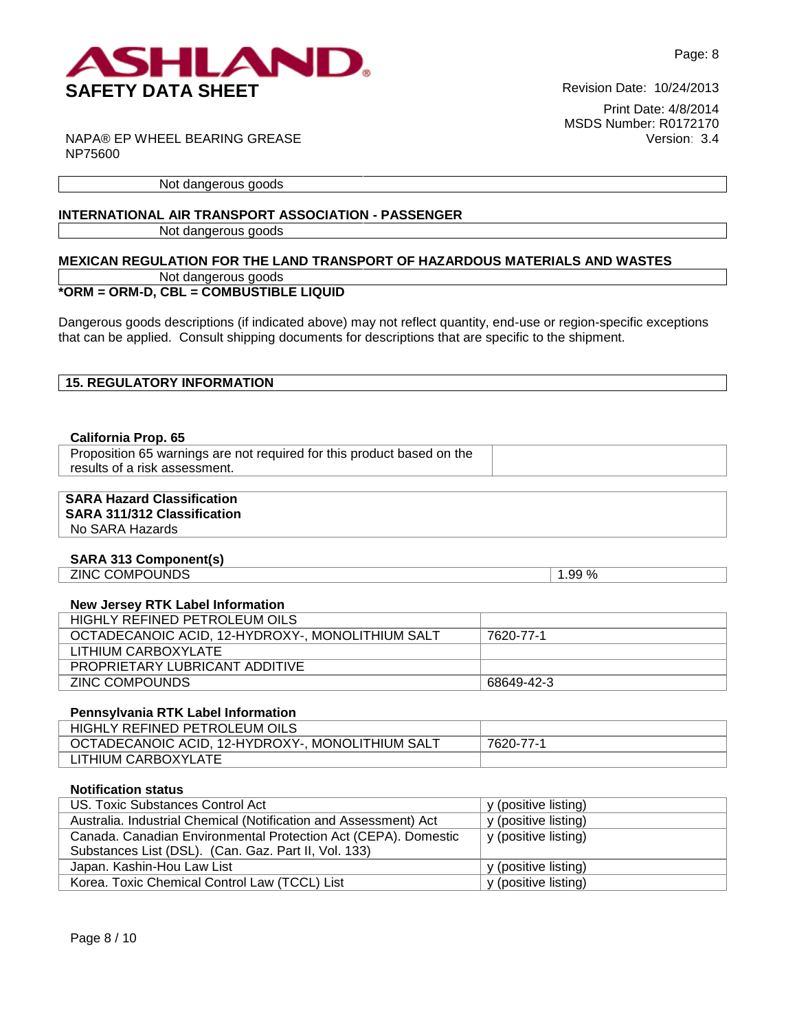| Not dangerous goods |
|---|

**INTERNATIONAL AIR TRANSPORT ASSOCIATION - PASSENGER**

| Not dangerous goods |
|---|

**MEXICAN REGULATION FOR THE LAND TRANSPORT OF HAZARDOUS MATERIALS AND WASTES**

| Not dangerous goods |
|---|

***ORM = ORM-D, CBL = COMBUSTIBLE LIQUID**

Dangerous goods descriptions (if indicated above) may not reflect quantity, end-use or region-specific exceptions that can be applied. Consult shipping documents for descriptions that are specific to the shipment.

## 15. REGULATORY INFORMATION

**California Prop. 65**

| Proposition 65 warnings are not required for this product based on the results of a risk assessment. | |
|---|---|

**SARA Hazard Classification**
**SARA 311/312 Classification**
No SARA Hazards

**SARA 313 Component(s)**

| ZINC COMPOUNDS | 1.99 % |
|---|---|

**New Jersey RTK Label Information**

| HIGHLY REFINED PETROLEUM OILS | |
|---|---|
| OCTADECANOIC ACID, 12-HYDROXY-, MONOLITHIUM SALT | 7620-77-1 |
| LITHIUM CARBOXYLATE | |
| PROPRIETARY LUBRICANT ADDITIVE | |
| ZINC COMPOUNDS | 68649-42-3 |

**Pennsylvania RTK Label Information**

| HIGHLY REFINED PETROLEUM OILS | |
|---|---|
| OCTADECANOIC ACID, 12-HYDROXY-, MONOLITHIUM SALT | 7620-77-1 |
| LITHIUM CARBOXYLATE | |

**Notification status**

| US. Toxic Substances Control Act | y (positive listing) |
|---|---|
| Australia. Industrial Chemical (Notification and Assessment) Act | y (positive listing) |
| Canada. Canadian Environmental Protection Act (CEPA). Domestic Substances List (DSL). (Can. Gaz. Part II, Vol. 133) | y (positive listing) |
| Japan. Kashin-Hou Law List | y (positive listing) |
| Korea. Toxic Chemical Control Law (TCCL) List | y (positive listing) |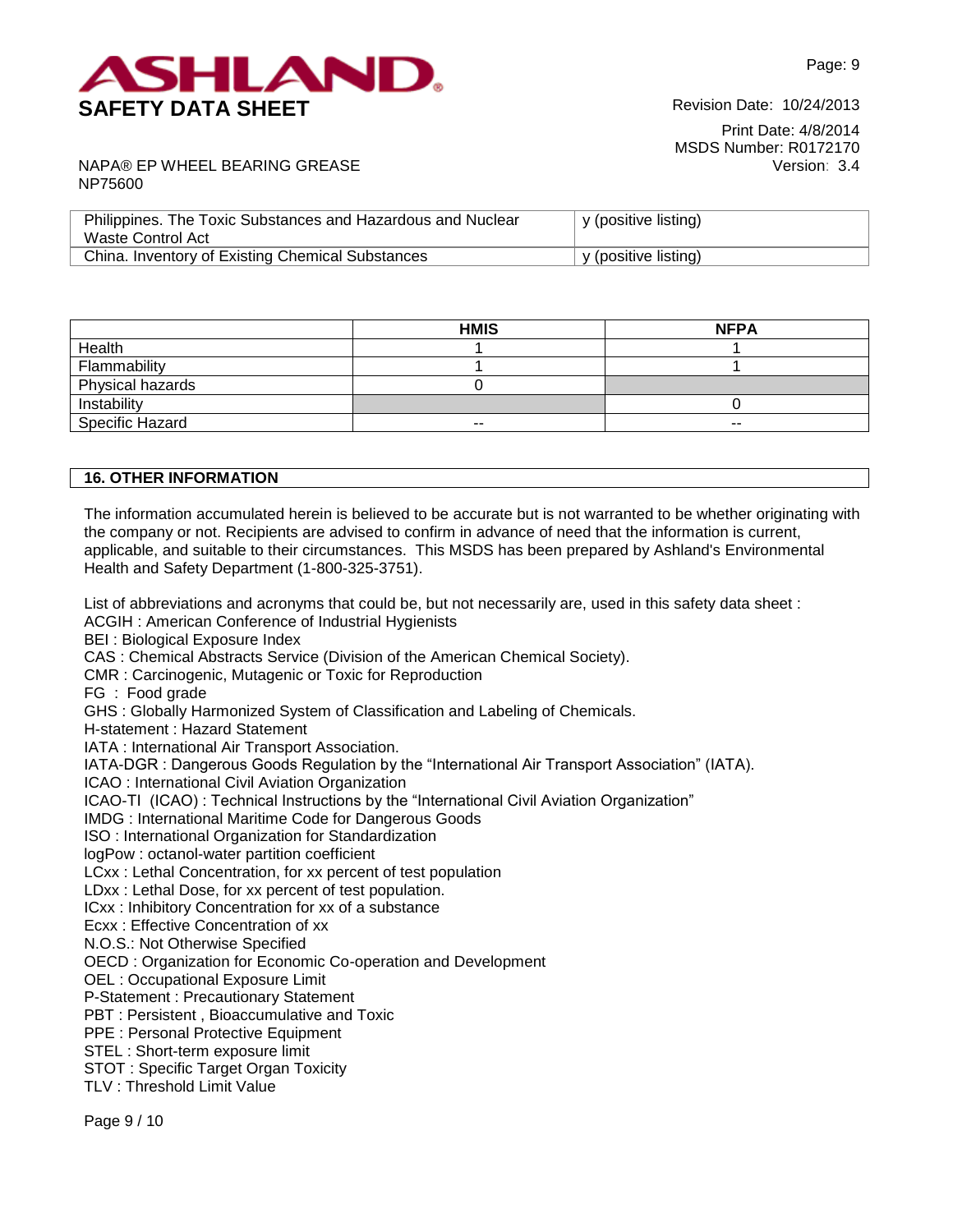| | |
|---|---|
| Philippines. The Toxic Substances and Hazardous and Nuclear Waste Control Act | y (positive listing) |
| China. Inventory of Existing Chemical Substances | y (positive listing) |

| | HMIS | NFPA |
|---|---|---|
| Health | 1 | 1 |
| Flammability | 1 | 1 |
| Physical hazards | 0 | |
| Instability | | 0 |
| Specific Hazard | -- | -- |

## 16. OTHER INFORMATION

The information accumulated herein is believed to be accurate but is not warranted to be whether originating with the company or not. Recipients are advised to confirm in advance of need that the information is current, applicable, and suitable to their circumstances. This MSDS has been prepared by Ashland's Environmental Health and Safety Department (1-800-325-3751).

List of abbreviations and acronyms that could be, but not necessarily are, used in this safety data sheet :
ACGIH : American Conference of Industrial Hygienists
BEI : Biological Exposure Index
CAS : Chemical Abstracts Service (Division of the American Chemical Society).
CMR : Carcinogenic, Mutagenic or Toxic for Reproduction
FG : Food grade
GHS : Globally Harmonized System of Classification and Labeling of Chemicals.
H-statement : Hazard Statement
IATA : International Air Transport Association.
IATA-DGR : Dangerous Goods Regulation by the "International Air Transport Association" (IATA).
ICAO : International Civil Aviation Organization
ICAO-TI (ICAO) : Technical Instructions by the "International Civil Aviation Organization"
IMDG : International Maritime Code for Dangerous Goods
ISO : International Organization for Standardization
logPow : octanol-water partition coefficient
LCxx : Lethal Concentration, for xx percent of test population
LDxx : Lethal Dose, for xx percent of test population.
ICxx : Inhibitory Concentration for xx of a substance
Ecxx : Effective Concentration of xx
N.O.S.: Not Otherwise Specified
OECD : Organization for Economic Co-operation and Development
OEL : Occupational Exposure Limit
P-Statement : Precautionary Statement
PBT : Persistent , Bioaccumulative and Toxic
PPE : Personal Protective Equipment
STEL : Short-term exposure limit
STOT : Specific Target Organ Toxicity
TLV : Threshold Limit Value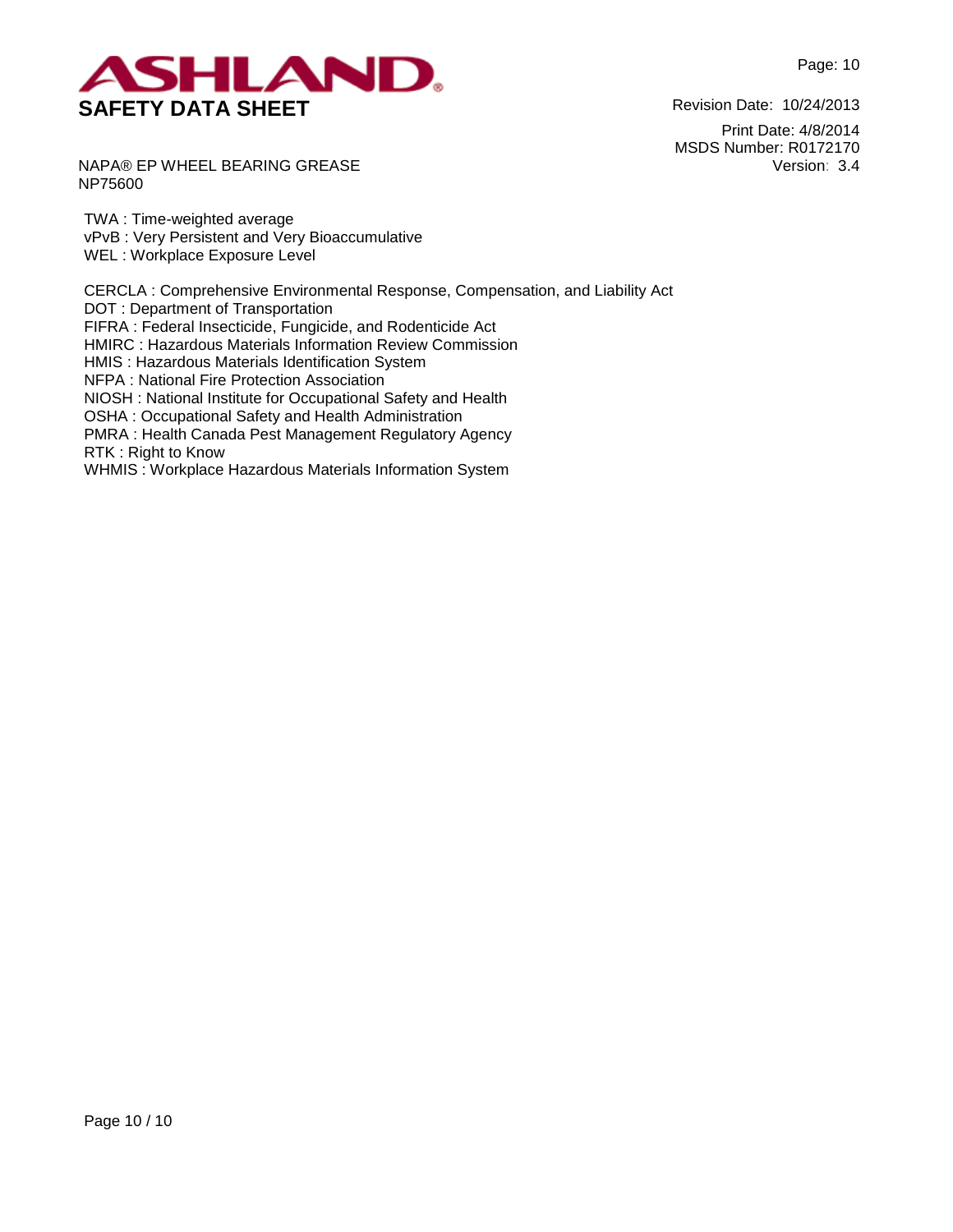TWA : Time-weighted average
vPvB : Very Persistent and Very Bioaccumulative
WEL : Workplace Exposure Level

CERCLA : Comprehensive Environmental Response, Compensation, and Liability Act
DOT : Department of Transportation
FIFRA : Federal Insecticide, Fungicide, and Rodenticide Act
HMIRC : Hazardous Materials Information Review Commission
HMIS : Hazardous Materials Identification System
NFPA : National Fire Protection Association
NIOSH : National Institute for Occupational Safety and Health
OSHA : Occupational Safety and Health Administration
PMRA : Health Canada Pest Management Regulatory Agency
RTK : Right to Know
WHMIS : Workplace Hazardous Materials Information System